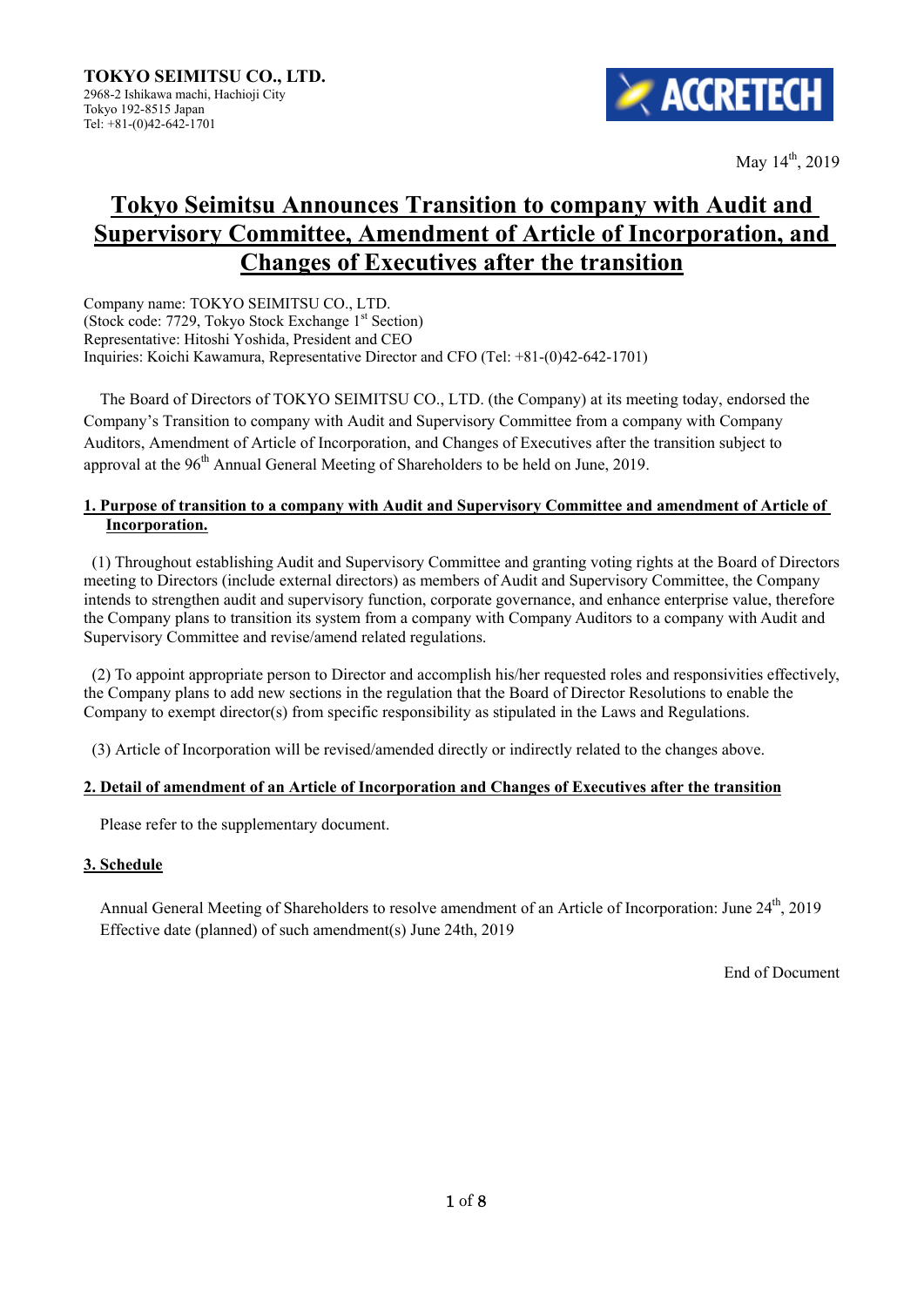**TOKYO SEIMITSU CO., LTD.**
2968-2 Ishikawa machi, Hachioji City
Tokyo 192-8515 Japan
Tel: +81-(0)42-642-1701

ACCRETECH

May 14th, 2019

# Tokyo Seimitsu Announces Transition to company with Audit and Supervisory Committee, Amendment of Article of Incorporation, and Changes of Executives after the transition

Company name: TOKYO SEIMITSU CO., LTD.
(Stock code: 7729, Tokyo Stock Exchange 1st Section)
Representative: Hitoshi Yoshida, President and CEO
Inquiries: Koichi Kawamura, Representative Director and CFO (Tel: +81-(0)42-642-1701)

The Board of Directors of TOKYO SEIMITSU CO., LTD. (the Company) at its meeting today, endorsed the Company's Transition to company with Audit and Supervisory Committee from a company with Company Auditors, Amendment of Article of Incorporation, and Changes of Executives after the transition subject to approval at the 96th Annual General Meeting of Shareholders to be held on June, 2019.

## 1. Purpose of transition to a company with Audit and Supervisory Committee and amendment of Article of Incorporation.

(1) Throughout establishing Audit and Supervisory Committee and granting voting rights at the Board of Directors meeting to Directors (include external directors) as members of Audit and Supervisory Committee, the Company intends to strengthen audit and supervisory function, corporate governance, and enhance enterprise value, therefore the Company plans to transition its system from a company with Company Auditors to a company with Audit and Supervisory Committee and revise/amend related regulations.

(2) To appoint appropriate person to Director and accomplish his/her requested roles and responsivities effectively, the Company plans to add new sections in the regulation that the Board of Director Resolutions to enable the Company to exempt director(s) from specific responsibility as stipulated in the Laws and Regulations.

(3) Article of Incorporation will be revised/amended directly or indirectly related to the changes above.

## 2. Detail of amendment of an Article of Incorporation and Changes of Executives after the transition

Please refer to the supplementary document.

## 3. Schedule

Annual General Meeting of Shareholders to resolve amendment of an Article of Incorporation: June 24th, 2019
Effective date (planned) of such amendment(s) June 24th, 2019

End of Document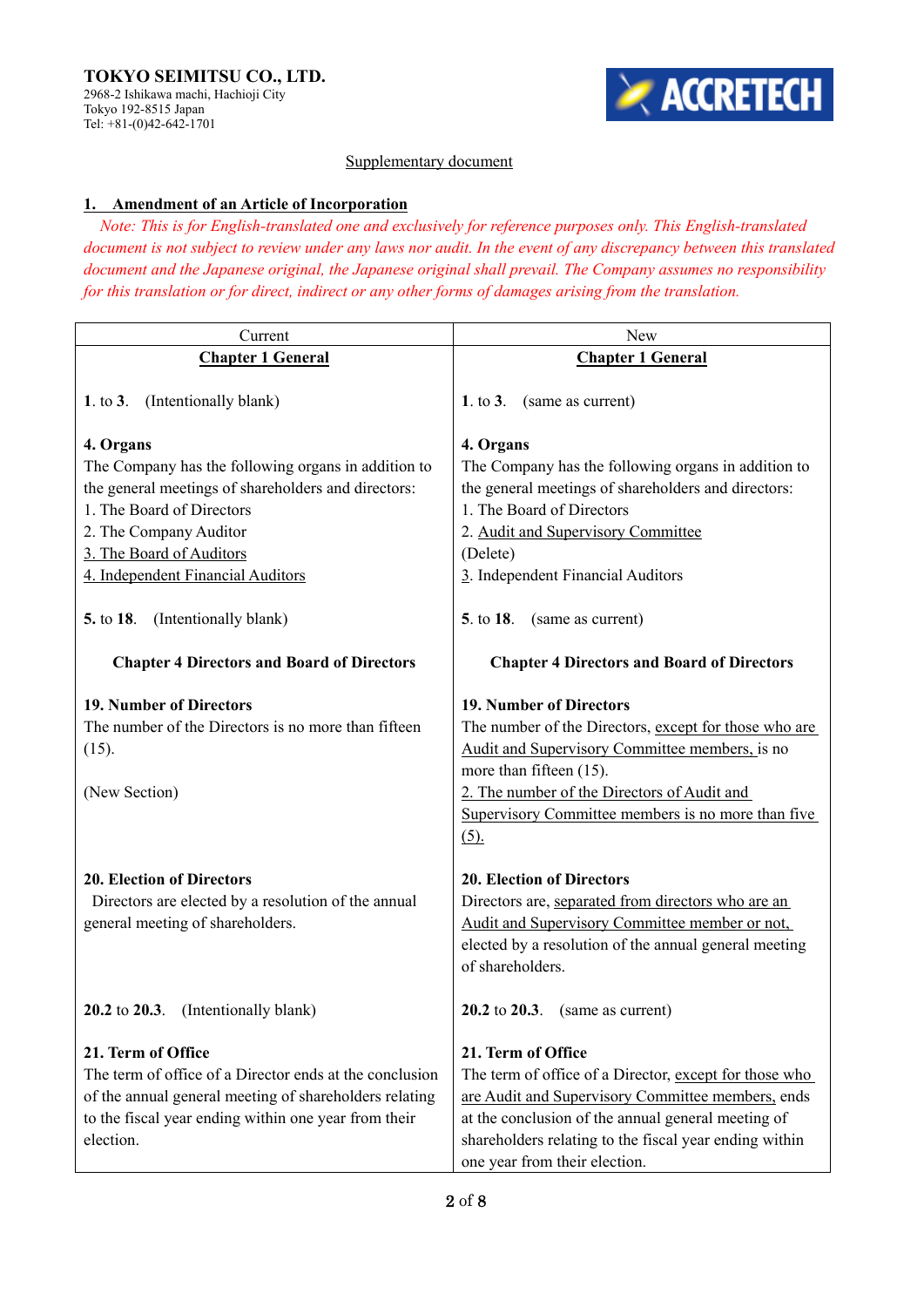**TOKYO SEIMITSU CO., LTD.**
2968-2 Ishikawa machi, Hachioji City
Tokyo 192-8515 Japan
Tel: +81-(0)42-642-1701

ACCRETECH

Supplementary document

## 1. Amendment of an Article of Incorporation

*Note: This is for English-translated one and exclusively for reference purposes only. This English-translated document is not subject to review under any laws nor audit. In the event of any discrepancy between this translated document and the Japanese original, the Japanese original shall prevail. The Company assumes no responsibility for this translation or for direct, indirect or any other forms of damages arising from the translation.*

| Current | New |
|---|---|
| **Chapter 1 General** | **Chapter 1 General** |
| **1**. to **3**. (Intentionally blank) | **1**. to **3**. (same as current) |
| **4. Organs**<br>The Company has the following organs in addition to the general meetings of shareholders and directors:<br>1. The Board of Directors<br>2. The Company Auditor<br>3. The Board of Auditors<br>4. Independent Financial Auditors | **4. Organs**<br>The Company has the following organs in addition to the general meetings of shareholders and directors:<br>1. The Board of Directors<br>2. Audit and Supervisory Committee<br>(Delete)<br>3. Independent Financial Auditors |
| **5**. to **18**. (Intentionally blank) | **5**. to **18**. (same as current) |
| **Chapter 4 Directors and Board of Directors** | **Chapter 4 Directors and Board of Directors** |
| **19. Number of Directors**<br>The number of the Directors is no more than fifteen (15).<br><br>(New Section) | **19. Number of Directors**<br>The number of the Directors, except for those who are Audit and Supervisory Committee members, is no more than fifteen (15).<br>2. The number of the Directors of Audit and Supervisory Committee members is no more than five (5). |
| **20. Election of Directors**<br>Directors are elected by a resolution of the annual general meeting of shareholders. | **20. Election of Directors**<br>Directors are, separated from directors who are an Audit and Supervisory Committee member or not, elected by a resolution of the annual general meeting of shareholders. |
| **20.2** to **20.3**. (Intentionally blank) | **20.2** to **20.3**. (same as current) |
| **21. Term of Office**<br>The term of office of a Director ends at the conclusion of the annual general meeting of shareholders relating to the fiscal year ending within one year from their election. | **21. Term of Office**<br>The term of office of a Director, except for those who are Audit and Supervisory Committee members, ends at the conclusion of the annual general meeting of shareholders relating to the fiscal year ending within one year from their election. |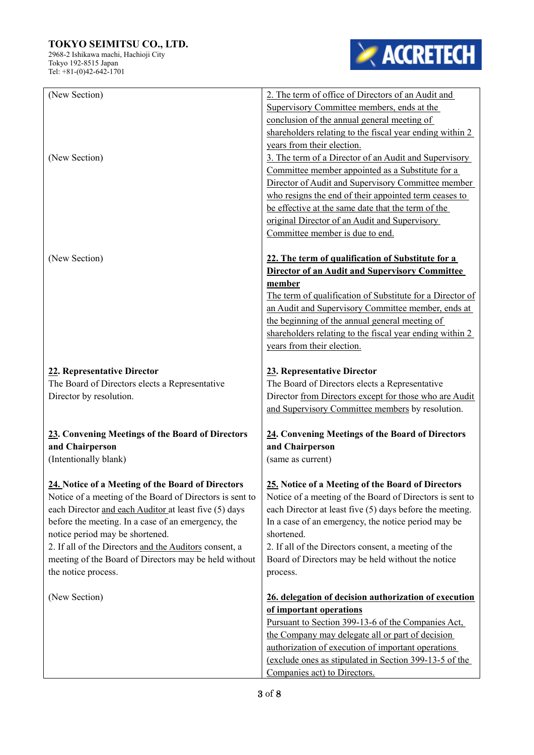| Current | Proposed |
|---|---|
| (New Section) | 2. The term of office of Directors of an Audit and Supervisory Committee members, ends at the conclusion of the annual general meeting of shareholders relating to the fiscal year ending within 2 years from their election. |
| (New Section) | 3. The term of a Director of an Audit and Supervisory Committee member appointed as a Substitute for a Director of Audit and Supervisory Committee member who resigns the end of their appointed term ceases to be effective at the same date that the term of the original Director of an Audit and Supervisory Committee member is due to end. |
| (New Section) | **22. The term of qualification of Substitute for a Director of an Audit and Supervisory Committee member**<br>The term of qualification of Substitute for a Director of an Audit and Supervisory Committee member, ends at the beginning of the annual general meeting of shareholders relating to the fiscal year ending within 2 years from their election. |
| **22. Representative Director**<br>The Board of Directors elects a Representative Director by resolution. | **23. Representative Director**<br>The Board of Directors elects a Representative Director from Directors except for those who are Audit and Supervisory Committee members by resolution. |
| **23. Convening Meetings of the Board of Directors and Chairperson**<br>(Intentionally blank) | **24. Convening Meetings of the Board of Directors and Chairperson**<br>(same as current) |
| **24. Notice of a Meeting of the Board of Directors**<br>Notice of a meeting of the Board of Directors is sent to each Director and each Auditor at least five (5) days before the meeting. In a case of an emergency, the notice period may be shortened.<br>2. If all of the Directors and the Auditors consent, a meeting of the Board of Directors may be held without the notice process. | **25. Notice of a Meeting of the Board of Directors**<br>Notice of a meeting of the Board of Directors is sent to each Director at least five (5) days before the meeting. In a case of an emergency, the notice period may be shortened.<br>2. If all of the Directors consent, a meeting of the Board of Directors may be held without the notice process. |
| (New Section) | **26. delegation of decision authorization of execution of important operations**<br>Pursuant to Section 399-13-6 of the Companies Act, the Company may delegate all or part of decision authorization of execution of important operations (exclude ones as stipulated in Section 399-13-5 of the Companies act) to Directors. |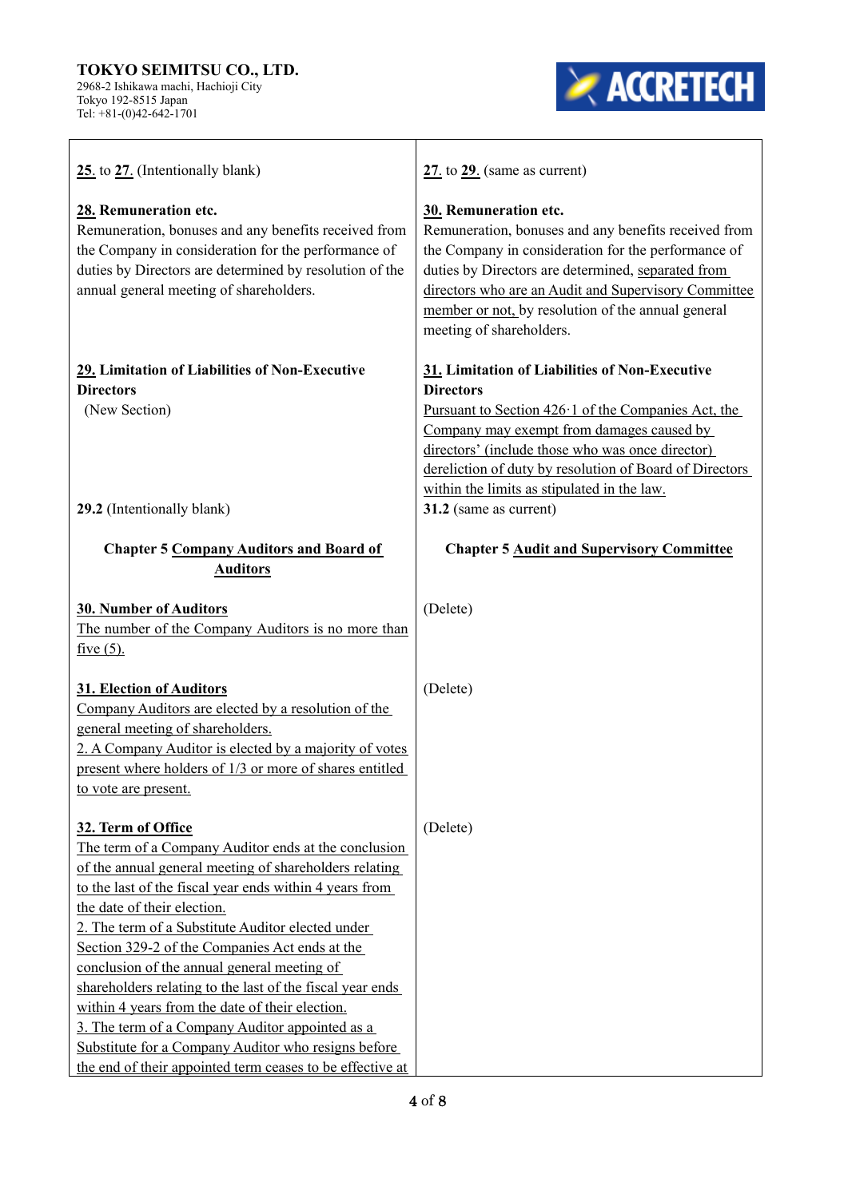| Current | Proposed |
|---|---|
| 25. to 27. (Intentionally blank) | 27. to 29. (same as current) |
| **28. Remuneration etc.**<br>Remuneration, bonuses and any benefits received from the Company in consideration for the performance of duties by Directors are determined by resolution of the annual general meeting of shareholders. | **30. Remuneration etc.**<br>Remuneration, bonuses and any benefits received from the Company in consideration for the performance of duties by Directors are determined, separated from directors who are an Audit and Supervisory Committee member or not, by resolution of the annual general meeting of shareholders. |
| **29. Limitation of Liabilities of Non-Executive Directors**<br>(New Section) | **31. Limitation of Liabilities of Non-Executive Directors**<br>Pursuant to Section 426·1 of the Companies Act, the Company may exempt from damages caused by directors' (include those who was once director) dereliction of duty by resolution of Board of Directors within the limits as stipulated in the law. |
| **29.2** (Intentionally blank) | **31.2** (same as current) |
| **Chapter 5 Company Auditors and Board of Auditors** | **Chapter 5 Audit and Supervisory Committee** |
| **30. Number of Auditors**<br>The number of the Company Auditors is no more than five (5). | (Delete) |
| **31. Election of Auditors**<br>Company Auditors are elected by a resolution of the general meeting of shareholders.<br>2. A Company Auditor is elected by a majority of votes present where holders of 1/3 or more of shares entitled to vote are present. | (Delete) |
| **32. Term of Office**<br>The term of a Company Auditor ends at the conclusion of the annual general meeting of shareholders relating to the last of the fiscal year ends within 4 years from the date of their election.<br>2. The term of a Substitute Auditor elected under Section 329-2 of the Companies Act ends at the conclusion of the annual general meeting of shareholders relating to the last of the fiscal year ends within 4 years from the date of their election.<br>3. The term of a Company Auditor appointed as a Substitute for a Company Auditor who resigns before the end of their appointed term ceases to be effective at | (Delete) |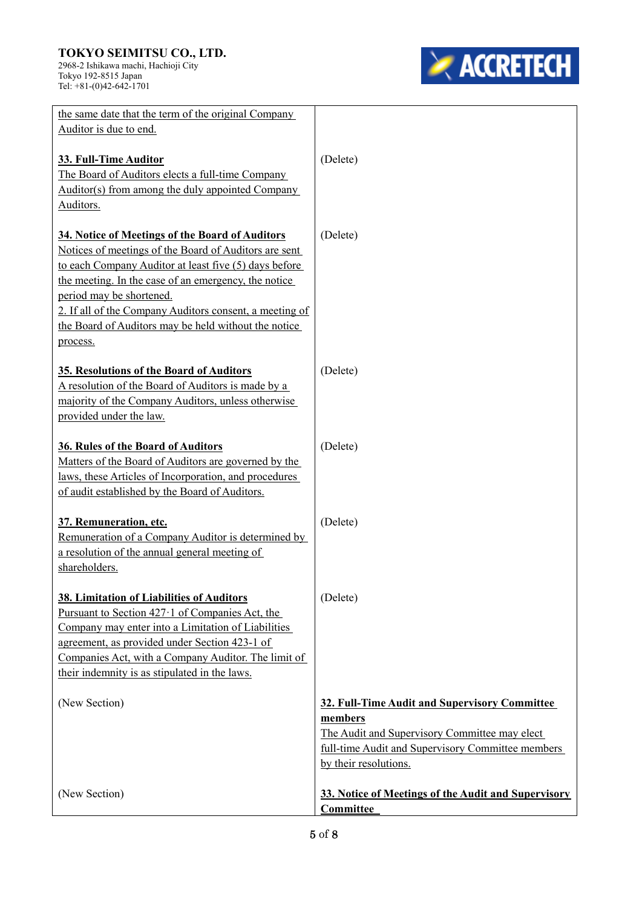| | |
|---|---|
| the same date that the term of the original Company Auditor is due to end. | |
| **33. Full-Time Auditor**<br>The Board of Auditors elects a full-time Company Auditor(s) from among the duly appointed Company Auditors. | (Delete) |
| **34. Notice of Meetings of the Board of Auditors**<br>Notices of meetings of the Board of Auditors are sent to each Company Auditor at least five (5) days before the meeting. In the case of an emergency, the notice period may be shortened.<br>2. If all of the Company Auditors consent, a meeting of the Board of Auditors may be held without the notice process. | (Delete) |
| **35. Resolutions of the Board of Auditors**<br>A resolution of the Board of Auditors is made by a majority of the Company Auditors, unless otherwise provided under the law. | (Delete) |
| **36. Rules of the Board of Auditors**<br>Matters of the Board of Auditors are governed by the laws, these Articles of Incorporation, and procedures of audit established by the Board of Auditors. | (Delete) |
| **37. Remuneration, etc.**<br>Remuneration of a Company Auditor is determined by a resolution of the annual general meeting of shareholders. | (Delete) |
| **38. Limitation of Liabilities of Auditors**<br>Pursuant to Section 427·1 of Companies Act, the Company may enter into a Limitation of Liabilities agreement, as provided under Section 423-1 of Companies Act, with a Company Auditor. The limit of their indemnity is as stipulated in the laws. | (Delete) |
| (New Section) | **32. Full-Time Audit and Supervisory Committee members**<br>The Audit and Supervisory Committee may elect full-time Audit and Supervisory Committee members by their resolutions. |
| (New Section) | **33. Notice of Meetings of the Audit and Supervisory Committee** |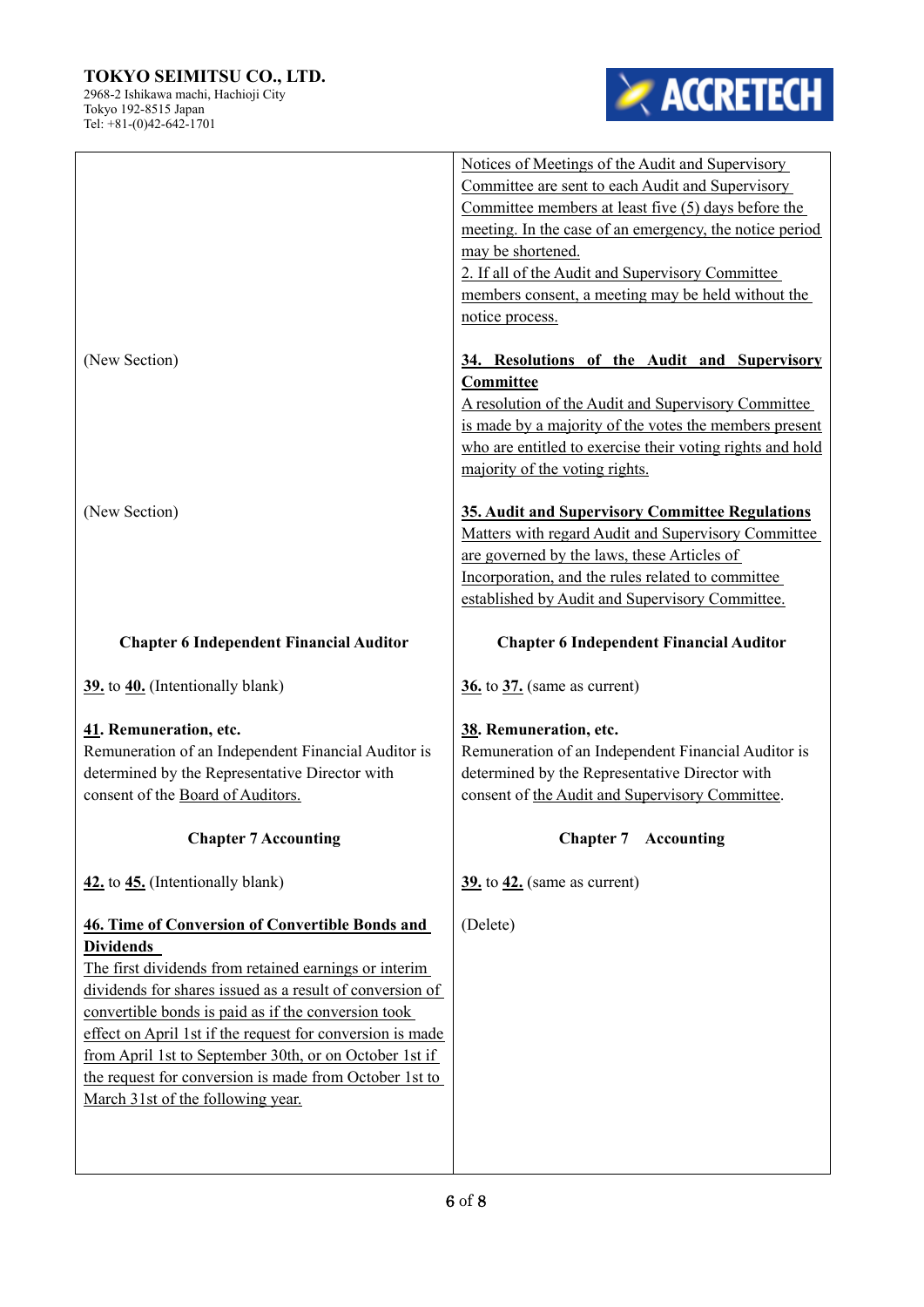TOKYO SEIMITSU CO., LTD.
2968-2 Ishikawa machi, Hachioji City
Tokyo 192-8515 Japan
Tel: +81-(0)42-642-1701

| Current | Proposed |
|---|---|
| | Notices of Meetings of the Audit and Supervisory Committee are sent to each Audit and Supervisory Committee members at least five (5) days before the meeting. In the case of an emergency, the notice period may be shortened.<br>2. If all of the Audit and Supervisory Committee members consent, a meeting may be held without the notice process. |
| (New Section) | **34. Resolutions of the Audit and Supervisory Committee**<br>A resolution of the Audit and Supervisory Committee is made by a majority of the votes the members present who are entitled to exercise their voting rights and hold majority of the voting rights. |
| (New Section) | **35. Audit and Supervisory Committee Regulations**<br>Matters with regard Audit and Supervisory Committee are governed by the laws, these Articles of Incorporation, and the rules related to committee established by Audit and Supervisory Committee. |
| **Chapter 6 Independent Financial Auditor** | **Chapter 6 Independent Financial Auditor** |
| 39. to 40. (Intentionally blank) | 36. to 37. (same as current) |
| **41. Remuneration, etc.**<br>Remuneration of an Independent Financial Auditor is determined by the Representative Director with consent of the Board of Auditors. | **38. Remuneration, etc.**<br>Remuneration of an Independent Financial Auditor is determined by the Representative Director with consent of the Audit and Supervisory Committee. |
| **Chapter 7 Accounting** | **Chapter 7 Accounting** |
| 42. to 45. (Intentionally blank) | 39. to 42. (same as current) |
| **46. Time of Conversion of Convertible Bonds and Dividends**<br>The first dividends from retained earnings or interim dividends for shares issued as a result of conversion of convertible bonds is paid as if the conversion took effect on April 1st if the request for conversion is made from April 1st to September 30th, or on October 1st if the request for conversion is made from October 1st to March 31st of the following year. | (Delete) |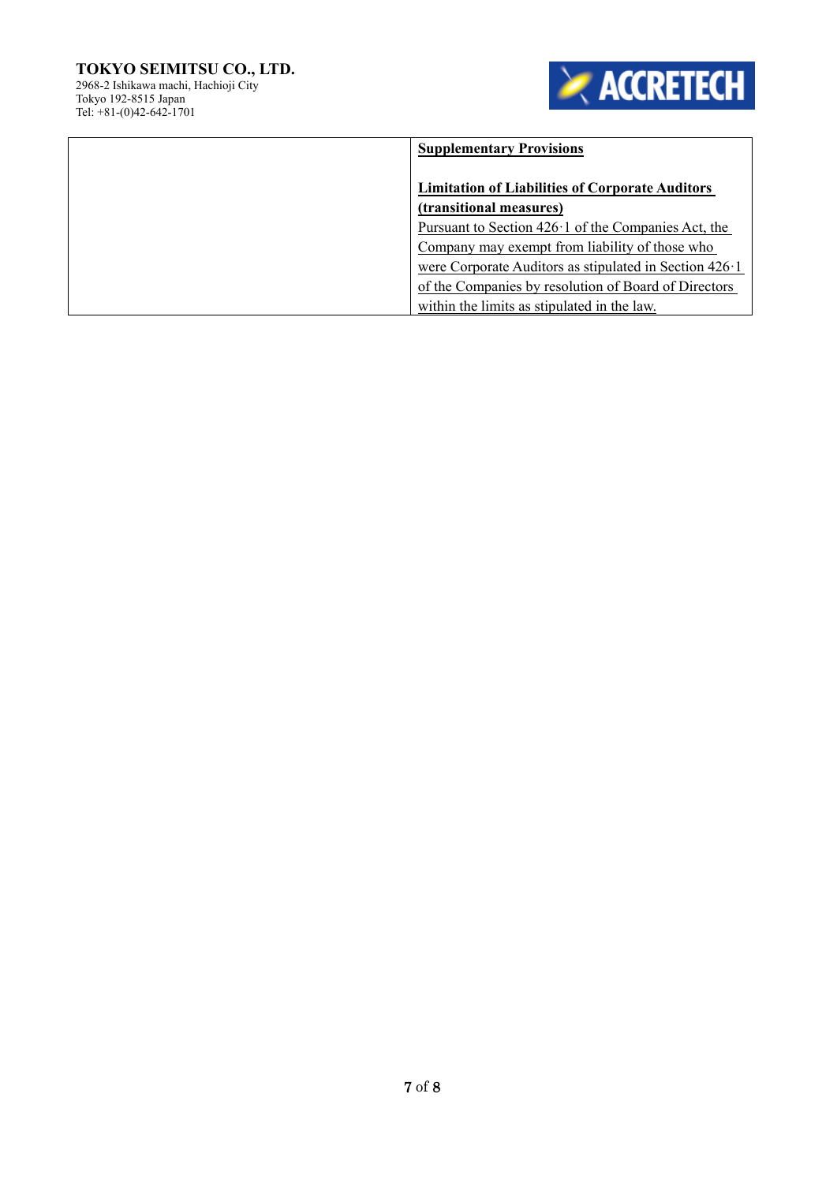TOKYO SEIMITSU CO., LTD.
2968-2 Ishikawa machi, Hachioji City
Tokyo 192-8515 Japan
Tel: +81-(0)42-642-1701

| | |
|---|---|
| | **Supplementary Provisions**<br><br>**Limitation of Liabilities of Corporate Auditors (transitional measures)**<br>Pursuant to Section 426·1 of the Companies Act, the Company may exempt from liability of those who were Corporate Auditors as stipulated in Section 426·1 of the Companies by resolution of Board of Directors within the limits as stipulated in the law. |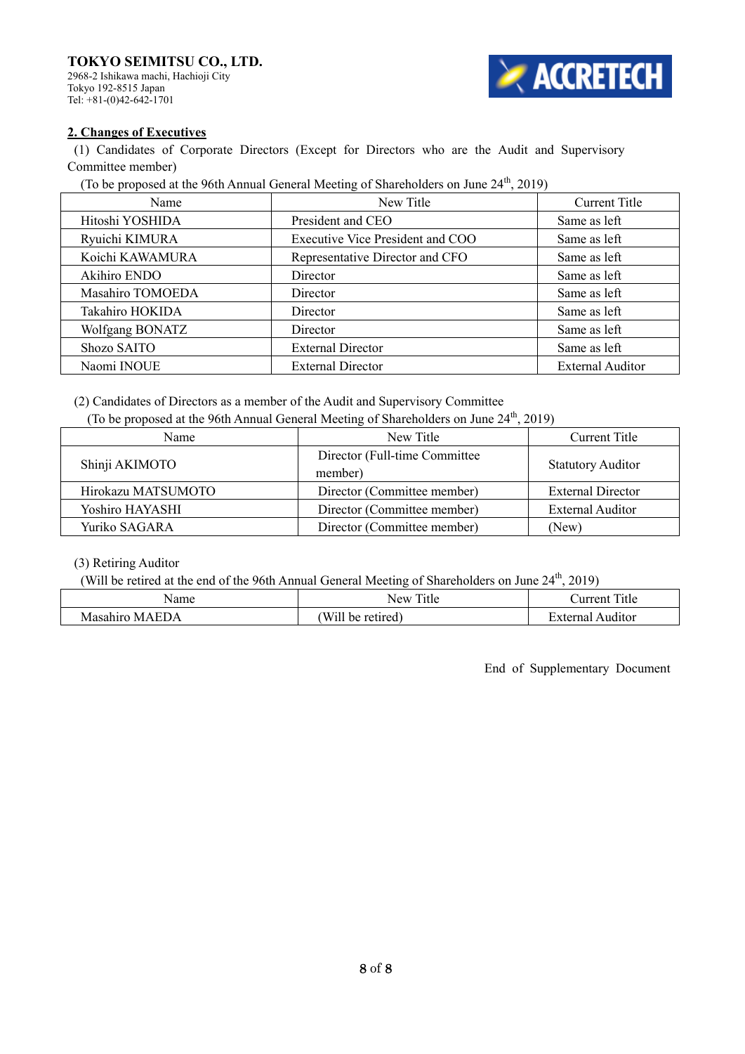**TOKYO SEIMITSU CO., LTD.**
2968-2 Ishikawa machi, Hachioji City
Tokyo 192-8515 Japan
Tel: +81-(0)42-642-1701

ACCRETECH

## 2. Changes of Executives

(1) Candidates of Corporate Directors (Except for Directors who are the Audit and Supervisory Committee member)

(To be proposed at the 96th Annual General Meeting of Shareholders on June 24th, 2019)

| Name | New Title | Current Title |
|---|---|---|
| Hitoshi YOSHIDA | President and CEO | Same as left |
| Ryuichi KIMURA | Executive Vice President and COO | Same as left |
| Koichi KAWAMURA | Representative Director and CFO | Same as left |
| Akihiro ENDO | Director | Same as left |
| Masahiro TOMOEDA | Director | Same as left |
| Takahiro HOKIDA | Director | Same as left |
| Wolfgang BONATZ | Director | Same as left |
| Shozo SAITO | External Director | Same as left |
| Naomi INOUE | External Director | External Auditor |

(2) Candidates of Directors as a member of the Audit and Supervisory Committee

(To be proposed at the 96th Annual General Meeting of Shareholders on June 24th, 2019)

| Name | New Title | Current Title |
|---|---|---|
| Shinji AKIMOTO | Director (Full-time Committee member) | Statutory Auditor |
| Hirokazu MATSUMOTO | Director (Committee member) | External Director |
| Yoshiro HAYASHI | Director (Committee member) | External Auditor |
| Yuriko SAGARA | Director (Committee member) | (New) |

(3) Retiring Auditor

(Will be retired at the end of the 96th Annual General Meeting of Shareholders on June 24th, 2019)

| Name | New Title | Current Title |
|---|---|---|
| Masahiro MAEDA | (Will be retired) | External Auditor |

End of Supplementary Document